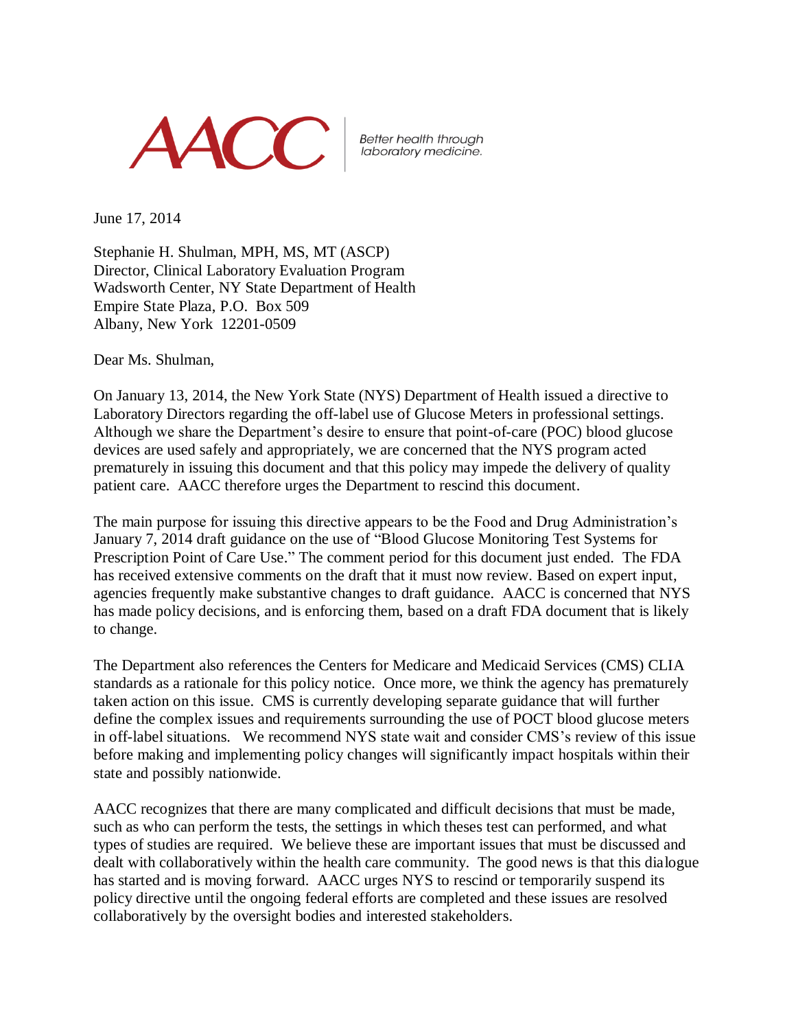AACC | Better health through laboratory medicine.

June 17, 2014

Stephanie H. Shulman, MPH, MS, MT (ASCP)
Director, Clinical Laboratory Evaluation Program
Wadsworth Center, NY State Department of Health
Empire State Plaza, P.O. Box 509
Albany, New York 12201-0509

Dear Ms. Shulman,

On January 13, 2014, the New York State (NYS) Department of Health issued a directive to Laboratory Directors regarding the off-label use of Glucose Meters in professional settings. Although we share the Department's desire to ensure that point-of-care (POC) blood glucose devices are used safely and appropriately, we are concerned that the NYS program acted prematurely in issuing this document and that this policy may impede the delivery of quality patient care. AACC therefore urges the Department to rescind this document.

The main purpose for issuing this directive appears to be the Food and Drug Administration's January 7, 2014 draft guidance on the use of "Blood Glucose Monitoring Test Systems for Prescription Point of Care Use." The comment period for this document just ended. The FDA has received extensive comments on the draft that it must now review. Based on expert input, agencies frequently make substantive changes to draft guidance. AACC is concerned that NYS has made policy decisions, and is enforcing them, based on a draft FDA document that is likely to change.

The Department also references the Centers for Medicare and Medicaid Services (CMS) CLIA standards as a rationale for this policy notice. Once more, we think the agency has prematurely taken action on this issue. CMS is currently developing separate guidance that will further define the complex issues and requirements surrounding the use of POCT blood glucose meters in off-label situations. We recommend NYS state wait and consider CMS's review of this issue before making and implementing policy changes will significantly impact hospitals within their state and possibly nationwide.

AACC recognizes that there are many complicated and difficult decisions that must be made, such as who can perform the tests, the settings in which theses test can performed, and what types of studies are required. We believe these are important issues that must be discussed and dealt with collaboratively within the health care community. The good news is that this dialogue has started and is moving forward. AACC urges NYS to rescind or temporarily suspend its policy directive until the ongoing federal efforts are completed and these issues are resolved collaboratively by the oversight bodies and interested stakeholders.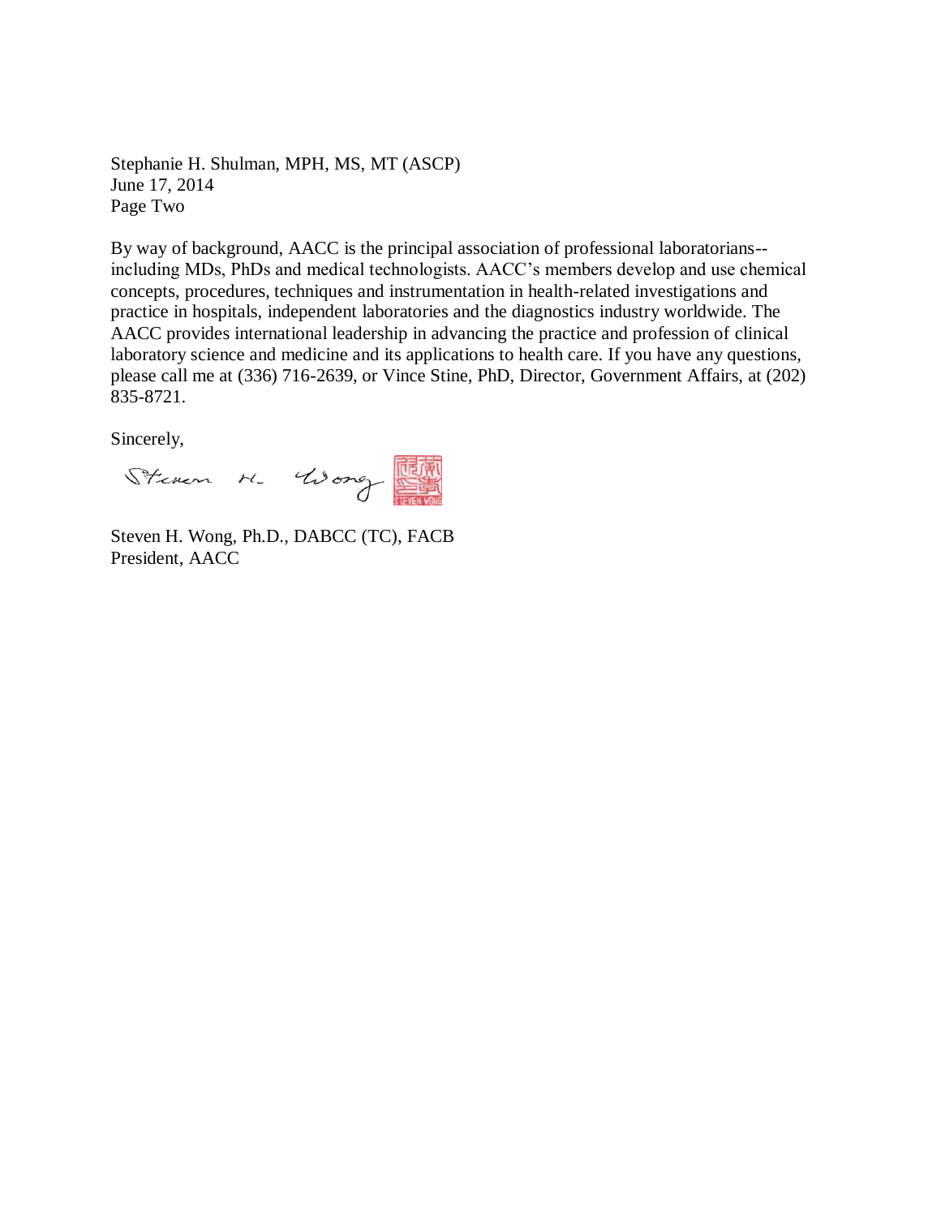Stephanie H. Shulman, MPH, MS, MT (ASCP)
June 17, 2014
Page Two

By way of background, AACC is the principal association of professional laboratorians--including MDs, PhDs and medical technologists. AACC's members develop and use chemical concepts, procedures, techniques and instrumentation in health-related investigations and practice in hospitals, independent laboratories and the diagnostics industry worldwide. The AACC provides international leadership in advancing the practice and profession of clinical laboratory science and medicine and its applications to health care. If you have any questions, please call me at (336) 716-2639, or Vince Stine, PhD, Director, Government Affairs, at (202) 835-8721.

Sincerely,

Steven H. Wong, Ph.D., DABCC (TC), FACB
President, AACC